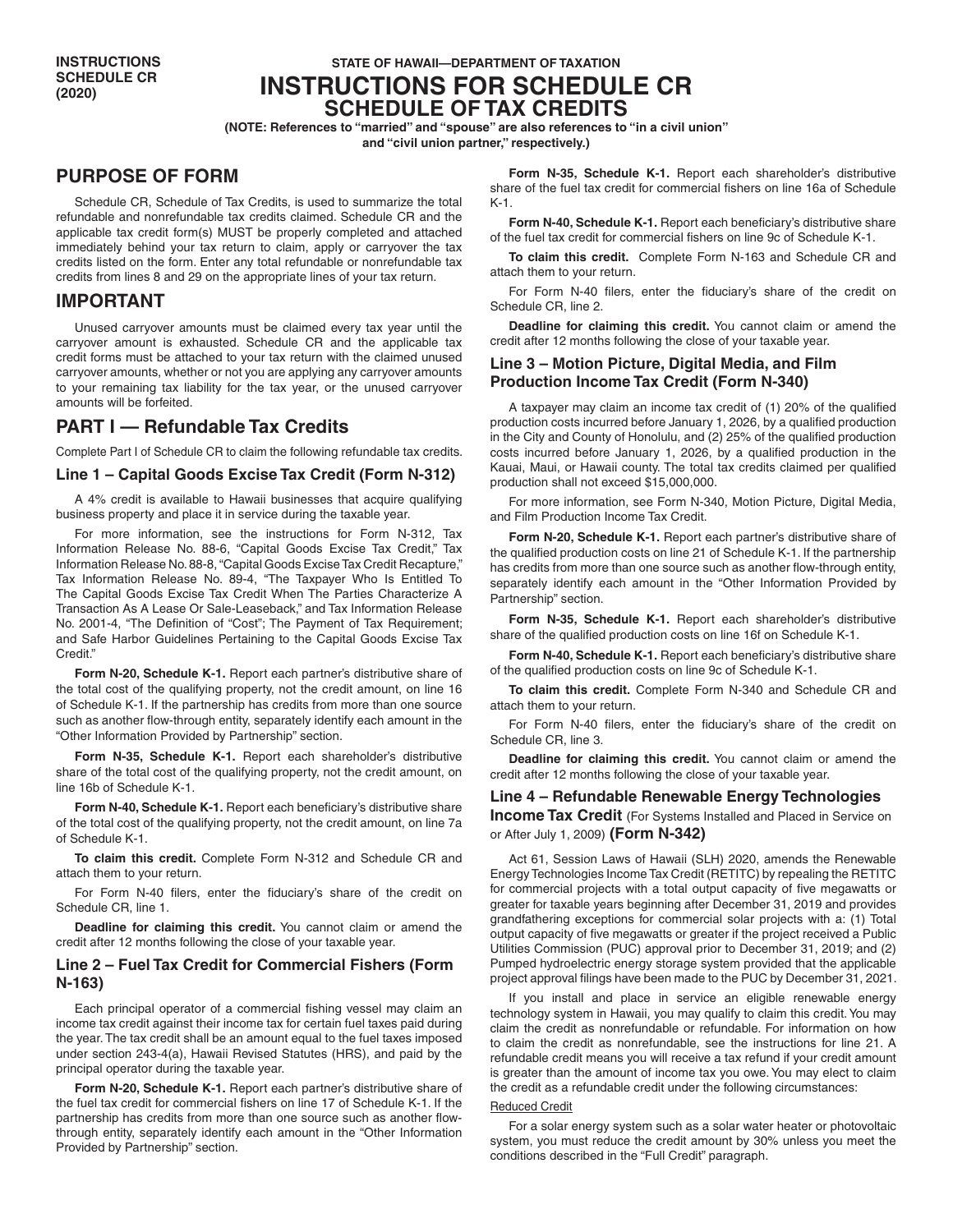INSTRUCTIONS SCHEDULE CR (2020)

STATE OF HAWAII—DEPARTMENT OF TAXATION

# INSTRUCTIONS FOR SCHEDULE CR
# SCHEDULE OF TAX CREDITS

**(NOTE: References to "married" and "spouse" are also references to "in a civil union" and "civil union partner," respectively.)**

## PURPOSE OF FORM

Schedule CR, Schedule of Tax Credits, is used to summarize the total refundable and nonrefundable tax credits claimed. Schedule CR and the applicable tax credit form(s) MUST be properly completed and attached immediately behind your tax return to claim, apply or carryover the tax credits listed on the form. Enter any total refundable or nonrefundable tax credits from lines 8 and 29 on the appropriate lines of your tax return.

## IMPORTANT

Unused carryover amounts must be claimed every tax year until the carryover amount is exhausted. Schedule CR and the applicable tax credit forms must be attached to your tax return with the claimed unused carryover amounts, whether or not you are applying any carryover amounts to your remaining tax liability for the tax year, or the unused carryover amounts will be forfeited.

## PART I — Refundable Tax Credits

Complete Part I of Schedule CR to claim the following refundable tax credits.

### Line 1 – Capital Goods Excise Tax Credit (Form N-312)

A 4% credit is available to Hawaii businesses that acquire qualifying business property and place it in service during the taxable year.

For more information, see the instructions for Form N-312, Tax Information Release No. 88-6, "Capital Goods Excise Tax Credit," Tax Information Release No. 88-8, "Capital Goods Excise Tax Credit Recapture," Tax Information Release No. 89-4, "The Taxpayer Who Is Entitled To The Capital Goods Excise Tax Credit When The Parties Characterize A Transaction As A Lease Or Sale-Leaseback," and Tax Information Release No. 2001-4, "The Definition of "Cost"; The Payment of Tax Requirement; and Safe Harbor Guidelines Pertaining to the Capital Goods Excise Tax Credit."

**Form N-20, Schedule K-1.** Report each partner's distributive share of the total cost of the qualifying property, not the credit amount, on line 16 of Schedule K-1. If the partnership has credits from more than one source such as another flow-through entity, separately identify each amount in the "Other Information Provided by Partnership" section.

**Form N-35, Schedule K-1.** Report each shareholder's distributive share of the total cost of the qualifying property, not the credit amount, on line 16b of Schedule K-1.

**Form N-40, Schedule K-1.** Report each beneficiary's distributive share of the total cost of the qualifying property, not the credit amount, on line 7a of Schedule K-1.

**To claim this credit.** Complete Form N-312 and Schedule CR and attach them to your return.

For Form N-40 filers, enter the fiduciary's share of the credit on Schedule CR, line 1.

**Deadline for claiming this credit.** You cannot claim or amend the credit after 12 months following the close of your taxable year.

### Line 2 – Fuel Tax Credit for Commercial Fishers (Form N-163)

Each principal operator of a commercial fishing vessel may claim an income tax credit against their income tax for certain fuel taxes paid during the year. The tax credit shall be an amount equal to the fuel taxes imposed under section 243-4(a), Hawaii Revised Statutes (HRS), and paid by the principal operator during the taxable year.

**Form N-20, Schedule K-1.** Report each partner's distributive share of the fuel tax credit for commercial fishers on line 17 of Schedule K-1. If the partnership has credits from more than one source such as another flow-through entity, separately identify each amount in the "Other Information Provided by Partnership" section.

**Form N-35, Schedule K-1.** Report each shareholder's distributive share of the fuel tax credit for commercial fishers on line 16a of Schedule K-1.

**Form N-40, Schedule K-1.** Report each beneficiary's distributive share of the fuel tax credit for commercial fishers on line 9c of Schedule K-1.

**To claim this credit.** Complete Form N-163 and Schedule CR and attach them to your return.

For Form N-40 filers, enter the fiduciary's share of the credit on Schedule CR, line 2.

**Deadline for claiming this credit.** You cannot claim or amend the credit after 12 months following the close of your taxable year.

### Line 3 – Motion Picture, Digital Media, and Film Production Income Tax Credit (Form N-340)

A taxpayer may claim an income tax credit of (1) 20% of the qualified production costs incurred before January 1, 2026, by a qualified production in the City and County of Honolulu, and (2) 25% of the qualified production costs incurred before January 1, 2026, by a qualified production in the Kauai, Maui, or Hawaii county. The total tax credits claimed per qualified production shall not exceed $15,000,000.

For more information, see Form N-340, Motion Picture, Digital Media, and Film Production Income Tax Credit.

**Form N-20, Schedule K-1.** Report each partner's distributive share of the qualified production costs on line 21 of Schedule K-1. If the partnership has credits from more than one source such as another flow-through entity, separately identify each amount in the "Other Information Provided by Partnership" section.

**Form N-35, Schedule K-1.** Report each shareholder's distributive share of the qualified production costs on line 16f on Schedule K-1.

**Form N-40, Schedule K-1.** Report each beneficiary's distributive share of the qualified production costs on line 9c of Schedule K-1.

**To claim this credit.** Complete Form N-340 and Schedule CR and attach them to your return.

For Form N-40 filers, enter the fiduciary's share of the credit on Schedule CR, line 3.

**Deadline for claiming this credit.** You cannot claim or amend the credit after 12 months following the close of your taxable year.

### Line 4 – Refundable Renewable Energy Technologies Income Tax Credit (For Systems Installed and Placed in Service on or After July 1, 2009) (Form N-342)

Act 61, Session Laws of Hawaii (SLH) 2020, amends the Renewable Energy Technologies Income Tax Credit (RETITC) by repealing the RETITC for commercial projects with a total output capacity of five megawatts or greater for taxable years beginning after December 31, 2019 and provides grandfathering exceptions for commercial solar projects with a: (1) Total output capacity of five megawatts or greater if the project received a Public Utilities Commission (PUC) approval prior to December 31, 2019; and (2) Pumped hydroelectric energy storage system provided that the applicable project approval filings have been made to the PUC by December 31, 2021.

If you install and place in service an eligible renewable energy technology system in Hawaii, you may qualify to claim this credit. You may claim the credit as nonrefundable or refundable. For information on how to claim the credit as nonrefundable, see the instructions for line 21. A refundable credit means you will receive a tax refund if your credit amount is greater than the amount of income tax you owe. You may elect to claim the credit as a refundable credit under the following circumstances:

Reduced Credit

For a solar energy system such as a solar water heater or photovoltaic system, you must reduce the credit amount by 30% unless you meet the conditions described in the "Full Credit" paragraph.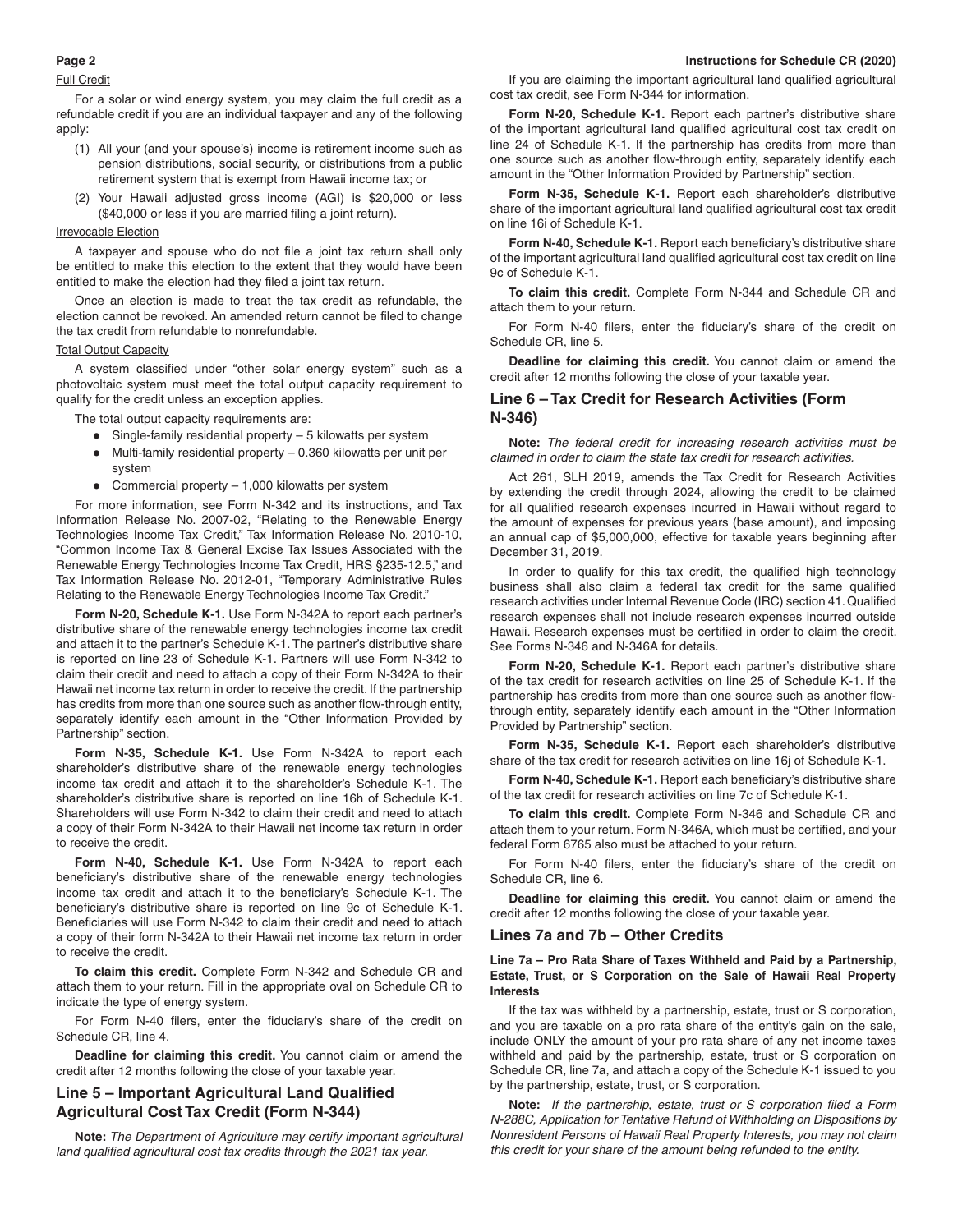Full Credit

For a solar or wind energy system, you may claim the full credit as a refundable credit if you are an individual taxpayer and any of the following apply:

(1) All your (and your spouse's) income is retirement income such as pension distributions, social security, or distributions from a public retirement system that is exempt from Hawaii income tax; or

(2) Your Hawaii adjusted gross income (AGI) is $20,000 or less ($40,000 or less if you are married filing a joint return).

Irrevocable Election

A taxpayer and spouse who do not file a joint tax return shall only be entitled to make this election to the extent that they would have been entitled to make the election had they filed a joint tax return.

Once an election is made to treat the tax credit as refundable, the election cannot be revoked. An amended return cannot be filed to change the tax credit from refundable to nonrefundable.

Total Output Capacity

A system classified under "other solar energy system" such as a photovoltaic system must meet the total output capacity requirement to qualify for the credit unless an exception applies.

The total output capacity requirements are:

- Single-family residential property – 5 kilowatts per system
- Multi-family residential property – 0.360 kilowatts per unit per system
- Commercial property – 1,000 kilowatts per system

For more information, see Form N-342 and its instructions, and Tax Information Release No. 2007-02, "Relating to the Renewable Energy Technologies Income Tax Credit," Tax Information Release No. 2010-10, "Common Income Tax & General Excise Tax Issues Associated with the Renewable Energy Technologies Income Tax Credit, HRS §235-12.5," and Tax Information Release No. 2012-01, "Temporary Administrative Rules Relating to the Renewable Energy Technologies Income Tax Credit."

**Form N-20, Schedule K-1.** Use Form N-342A to report each partner's distributive share of the renewable energy technologies income tax credit and attach it to the partner's Schedule K-1. The partner's distributive share is reported on line 23 of Schedule K-1. Partners will use Form N-342 to claim their credit and need to attach a copy of their Form N-342A to their Hawaii net income tax return in order to receive the credit. If the partnership has credits from more than one source such as another flow-through entity, separately identify each amount in the "Other Information Provided by Partnership" section.

**Form N-35, Schedule K-1.** Use Form N-342A to report each shareholder's distributive share of the renewable energy technologies income tax credit and attach it to the shareholder's Schedule K-1. The shareholder's distributive share is reported on line 16h of Schedule K-1. Shareholders will use Form N-342 to claim their credit and need to attach a copy of their Form N-342A to their Hawaii net income tax return in order to receive the credit.

**Form N-40, Schedule K-1.** Use Form N-342A to report each beneficiary's distributive share of the renewable energy technologies income tax credit and attach it to the beneficiary's Schedule K-1. The beneficiary's distributive share is reported on line 9c of Schedule K-1. Beneficiaries will use Form N-342 to claim their credit and need to attach a copy of their form N-342A to their Hawaii net income tax return in order to receive the credit.

**To claim this credit.** Complete Form N-342 and Schedule CR and attach them to your return. Fill in the appropriate oval on Schedule CR to indicate the type of energy system.

For Form N-40 filers, enter the fiduciary's share of the credit on Schedule CR, line 4.

**Deadline for claiming this credit.** You cannot claim or amend the credit after 12 months following the close of your taxable year.

## Line 5 – Important Agricultural Land Qualified Agricultural Cost Tax Credit (Form N-344)

**Note:** *The Department of Agriculture may certify important agricultural land qualified agricultural cost tax credits through the 2021 tax year.*

If you are claiming the important agricultural land qualified agricultural cost tax credit, see Form N-344 for information.

**Form N-20, Schedule K-1.** Report each partner's distributive share of the important agricultural land qualified agricultural cost tax credit on line 24 of Schedule K-1. If the partnership has credits from more than one source such as another flow-through entity, separately identify each amount in the "Other Information Provided by Partnership" section.

**Form N-35, Schedule K-1.** Report each shareholder's distributive share of the important agricultural land qualified agricultural cost tax credit on line 16i of Schedule K-1.

**Form N-40, Schedule K-1.** Report each beneficiary's distributive share of the important agricultural land qualified agricultural cost tax credit on line 9c of Schedule K-1.

**To claim this credit.** Complete Form N-344 and Schedule CR and attach them to your return.

For Form N-40 filers, enter the fiduciary's share of the credit on Schedule CR, line 5.

**Deadline for claiming this credit.** You cannot claim or amend the credit after 12 months following the close of your taxable year.

## Line 6 – Tax Credit for Research Activities (Form N-346)

**Note:** *The federal credit for increasing research activities must be claimed in order to claim the state tax credit for research activities.*

Act 261, SLH 2019, amends the Tax Credit for Research Activities by extending the credit through 2024, allowing the credit to be claimed for all qualified research expenses incurred in Hawaii without regard to the amount of expenses for previous years (base amount), and imposing an annual cap of $5,000,000, effective for taxable years beginning after December 31, 2019.

In order to qualify for this tax credit, the qualified high technology business shall also claim a federal tax credit for the same qualified research activities under Internal Revenue Code (IRC) section 41. Qualified research expenses shall not include research expenses incurred outside Hawaii. Research expenses must be certified in order to claim the credit. See Forms N-346 and N-346A for details.

**Form N-20, Schedule K-1.** Report each partner's distributive share of the tax credit for research activities on line 25 of Schedule K-1. If the partnership has credits from more than one source such as another flow-through entity, separately identify each amount in the "Other Information Provided by Partnership" section.

**Form N-35, Schedule K-1.** Report each shareholder's distributive share of the tax credit for research activities on line 16j of Schedule K-1.

**Form N-40, Schedule K-1.** Report each beneficiary's distributive share of the tax credit for research activities on line 7c of Schedule K-1.

**To claim this credit.** Complete Form N-346 and Schedule CR and attach them to your return. Form N-346A, which must be certified, and your federal Form 6765 also must be attached to your return.

For Form N-40 filers, enter the fiduciary's share of the credit on Schedule CR, line 6.

**Deadline for claiming this credit.** You cannot claim or amend the credit after 12 months following the close of your taxable year.

## Lines 7a and 7b – Other Credits

#### Line 7a – Pro Rata Share of Taxes Withheld and Paid by a Partnership, Estate, Trust, or S Corporation on the Sale of Hawaii Real Property Interests

If the tax was withheld by a partnership, estate, trust or S corporation, and you are taxable on a pro rata share of the entity's gain on the sale, include ONLY the amount of your pro rata share of any net income taxes withheld and paid by the partnership, estate, trust or S corporation on Schedule CR, line 7a, and attach a copy of the Schedule K-1 issued to you by the partnership, estate, trust, or S corporation.

**Note:** *If the partnership, estate, trust or S corporation filed a Form N-288C, Application for Tentative Refund of Withholding on Dispositions by Nonresident Persons of Hawaii Real Property Interests, you may not claim this credit for your share of the amount being refunded to the entity.*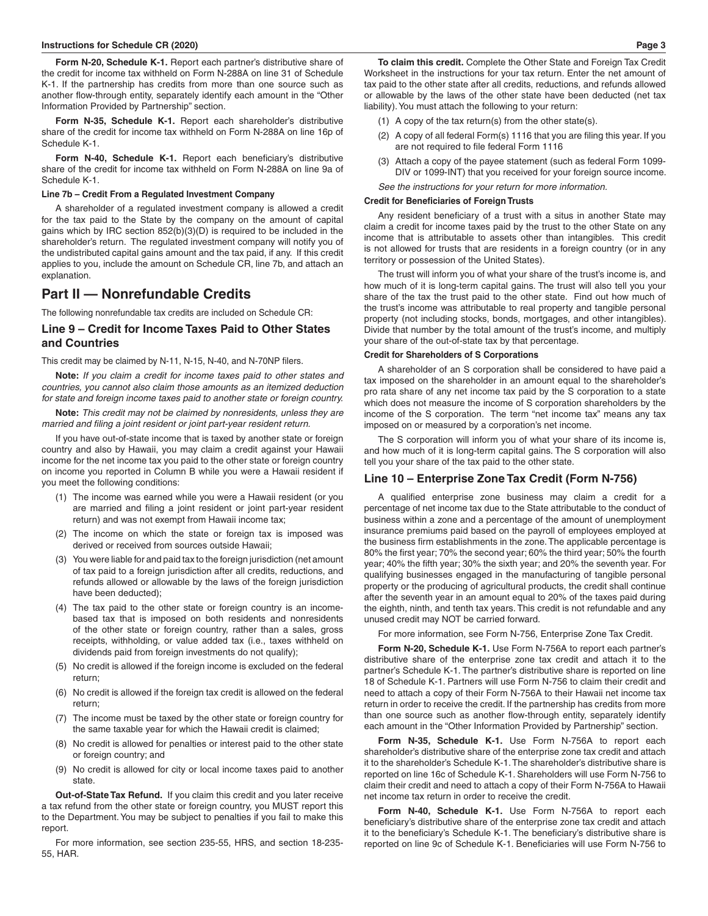**Form N-20, Schedule K-1.** Report each partner's distributive share of the credit for income tax withheld on Form N-288A on line 31 of Schedule K-1. If the partnership has credits from more than one source such as another flow-through entity, separately identify each amount in the "Other Information Provided by Partnership" section.

**Form N-35, Schedule K-1.** Report each shareholder's distributive share of the credit for income tax withheld on Form N-288A on line 16p of Schedule K-1.

**Form N-40, Schedule K-1.** Report each beneficiary's distributive share of the credit for income tax withheld on Form N-288A on line 9a of Schedule K-1.

#### Line 7b – Credit From a Regulated Investment Company

A shareholder of a regulated investment company is allowed a credit for the tax paid to the State by the company on the amount of capital gains which by IRC section 852(b)(3)(D) is required to be included in the shareholder's return. The regulated investment company will notify you of the undistributed capital gains amount and the tax paid, if any. If this credit applies to you, include the amount on Schedule CR, line 7b, and attach an explanation.

## Part II — Nonrefundable Credits

The following nonrefundable tax credits are included on Schedule CR:

### Line 9 – Credit for Income Taxes Paid to Other States and Countries

This credit may be claimed by N-11, N-15, N-40, and N-70NP filers.

**Note:** *If you claim a credit for income taxes paid to other states and countries, you cannot also claim those amounts as an itemized deduction for state and foreign income taxes paid to another state or foreign country.*

**Note:** *This credit may not be claimed by nonresidents, unless they are married and filing a joint resident or joint part-year resident return.*

If you have out-of-state income that is taxed by another state or foreign country and also by Hawaii, you may claim a credit against your Hawaii income for the net income tax you paid to the other state or foreign country on income you reported in Column B while you were a Hawaii resident if you meet the following conditions:

(1) The income was earned while you were a Hawaii resident (or you are married and filing a joint resident or joint part-year resident return) and was not exempt from Hawaii income tax;

(2) The income on which the state or foreign tax is imposed was derived or received from sources outside Hawaii;

(3) You were liable for and paid tax to the foreign jurisdiction (net amount of tax paid to a foreign jurisdiction after all credits, reductions, and refunds allowed or allowable by the laws of the foreign jurisdiction have been deducted);

(4) The tax paid to the other state or foreign country is an income-based tax that is imposed on both residents and nonresidents of the other state or foreign country, rather than a sales, gross receipts, withholding, or value added tax (i.e., taxes withheld on dividends paid from foreign investments do not qualify);

(5) No credit is allowed if the foreign income is excluded on the federal return;

(6) No credit is allowed if the foreign tax credit is allowed on the federal return;

(7) The income must be taxed by the other state or foreign country for the same taxable year for which the Hawaii credit is claimed;

(8) No credit is allowed for penalties or interest paid to the other state or foreign country; and

(9) No credit is allowed for city or local income taxes paid to another state.

**Out-of-State Tax Refund.** If you claim this credit and you later receive a tax refund from the other state or foreign country, you MUST report this to the Department. You may be subject to penalties if you fail to make this report.

For more information, see section 235-55, HRS, and section 18-235-55, HAR.

**To claim this credit.** Complete the Other State and Foreign Tax Credit Worksheet in the instructions for your tax return. Enter the net amount of tax paid to the other state after all credits, reductions, and refunds allowed or allowable by the laws of the other state have been deducted (net tax liability). You must attach the following to your return:

(1) A copy of the tax return(s) from the other state(s).

(2) A copy of all federal Form(s) 1116 that you are filing this year. If you are not required to file federal Form 1116

(3) Attach a copy of the payee statement (such as federal Form 1099-DIV or 1099-INT) that you received for your foreign source income.

*See the instructions for your return for more information.*

#### Credit for Beneficiaries of Foreign Trusts

Any resident beneficiary of a trust with a situs in another State may claim a credit for income taxes paid by the trust to the other State on any income that is attributable to assets other than intangibles. This credit is not allowed for trusts that are residents in a foreign country (or in any territory or possession of the United States).

The trust will inform you of what your share of the trust's income is, and how much of it is long-term capital gains. The trust will also tell you your share of the tax the trust paid to the other state. Find out how much of the trust's income was attributable to real property and tangible personal property (not including stocks, bonds, mortgages, and other intangibles). Divide that number by the total amount of the trust's income, and multiply your share of the out-of-state tax by that percentage.

#### Credit for Shareholders of S Corporations

A shareholder of an S corporation shall be considered to have paid a tax imposed on the shareholder in an amount equal to the shareholder's pro rata share of any net income tax paid by the S corporation to a state which does not measure the income of S corporation shareholders by the income of the S corporation. The term "net income tax" means any tax imposed on or measured by a corporation's net income.

The S corporation will inform you of what your share of its income is, and how much of it is long-term capital gains. The S corporation will also tell you your share of the tax paid to the other state.

### Line 10 – Enterprise Zone Tax Credit (Form N-756)

A qualified enterprise zone business may claim a credit for a percentage of net income tax due to the State attributable to the conduct of business within a zone and a percentage of the amount of unemployment insurance premiums paid based on the payroll of employees employed at the business firm establishments in the zone. The applicable percentage is 80% the first year; 70% the second year; 60% the third year; 50% the fourth year; 40% the fifth year; 30% the sixth year; and 20% the seventh year. For qualifying businesses engaged in the manufacturing of tangible personal property or the producing of agricultural products, the credit shall continue after the seventh year in an amount equal to 20% of the taxes paid during the eighth, ninth, and tenth tax years. This credit is not refundable and any unused credit may NOT be carried forward.

For more information, see Form N-756, Enterprise Zone Tax Credit.

**Form N-20, Schedule K-1.** Use Form N-756A to report each partner's distributive share of the enterprise zone tax credit and attach it to the partner's Schedule K-1. The partner's distributive share is reported on line 18 of Schedule K-1. Partners will use Form N-756 to claim their credit and need to attach a copy of their Form N-756A to their Hawaii net income tax return in order to receive the credit. If the partnership has credits from more than one source such as another flow-through entity, separately identify each amount in the "Other Information Provided by Partnership" section.

**Form N-35, Schedule K-1.** Use Form N-756A to report each shareholder's distributive share of the enterprise zone tax credit and attach it to the shareholder's Schedule K-1. The shareholder's distributive share is reported on line 16c of Schedule K-1. Shareholders will use Form N-756 to claim their credit and need to attach a copy of their Form N-756A to Hawaii net income tax return in order to receive the credit.

**Form N-40, Schedule K-1.** Use Form N-756A to report each beneficiary's distributive share of the enterprise zone tax credit and attach it to the beneficiary's Schedule K-1. The beneficiary's distributive share is reported on line 9c of Schedule K-1. Beneficiaries will use Form N-756 to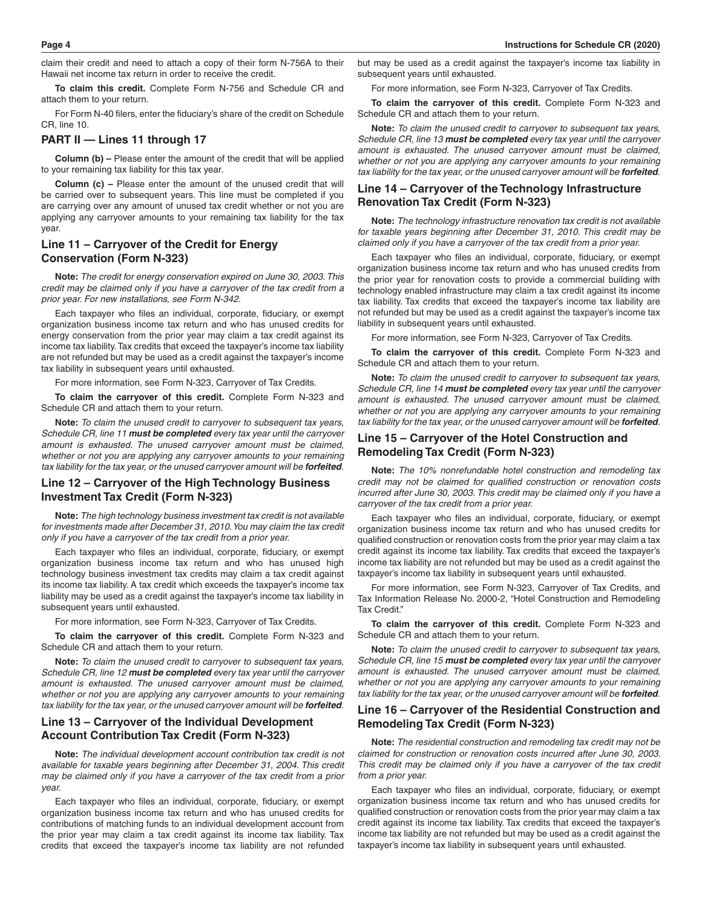claim their credit and need to attach a copy of their form N-756A to their Hawaii net income tax return in order to receive the credit.

**To claim this credit.** Complete Form N-756 and Schedule CR and attach them to your return.

For Form N-40 filers, enter the fiduciary's share of the credit on Schedule CR, line 10.

## PART II — Lines 11 through 17

**Column (b) –** Please enter the amount of the credit that will be applied to your remaining tax liability for this tax year.

**Column (c) –** Please enter the amount of the unused credit that will be carried over to subsequent years. This line must be completed if you are carrying over any amount of unused tax credit whether or not you are applying any carryover amounts to your remaining tax liability for the tax year.

### Line 11 – Carryover of the Credit for Energy Conservation (Form N-323)

**Note:** *The credit for energy conservation expired on June 30, 2003. This credit may be claimed only if you have a carryover of the tax credit from a prior year. For new installations, see Form N-342.*

Each taxpayer who files an individual, corporate, fiduciary, or exempt organization business income tax return and who has unused credits for energy conservation from the prior year may claim a tax credit against its income tax liability. Tax credits that exceed the taxpayer's income tax liability are not refunded but may be used as a credit against the taxpayer's income tax liability in subsequent years until exhausted.

For more information, see Form N-323, Carryover of Tax Credits.

**To claim the carryover of this credit.** Complete Form N-323 and Schedule CR and attach them to your return.

**Note:** *To claim the unused credit to carryover to subsequent tax years, Schedule CR, line 11* ***must be completed*** *every tax year until the carryover amount is exhausted. The unused carryover amount must be claimed, whether or not you are applying any carryover amounts to your remaining tax liability for the tax year, or the unused carryover amount will be* ***forfeited****.*

### Line 12 – Carryover of the High Technology Business Investment Tax Credit (Form N-323)

**Note:** *The high technology business investment tax credit is not available for investments made after December 31, 2010. You may claim the tax credit only if you have a carryover of the tax credit from a prior year.*

Each taxpayer who files an individual, corporate, fiduciary, or exempt organization business income tax return and who has unused high technology business investment tax credits may claim a tax credit against its income tax liability. A tax credit which exceeds the taxpayer's income tax liability may be used as a credit against the taxpayer's income tax liability in subsequent years until exhausted.

For more information, see Form N-323, Carryover of Tax Credits.

**To claim the carryover of this credit.** Complete Form N-323 and Schedule CR and attach them to your return.

**Note:** *To claim the unused credit to carryover to subsequent tax years, Schedule CR, line 12* ***must be completed*** *every tax year until the carryover amount is exhausted. The unused carryover amount must be claimed, whether or not you are applying any carryover amounts to your remaining tax liability for the tax year, or the unused carryover amount will be* ***forfeited****.*

### Line 13 – Carryover of the Individual Development Account Contribution Tax Credit (Form N-323)

**Note:** *The individual development account contribution tax credit is not available for taxable years beginning after December 31, 2004. This credit may be claimed only if you have a carryover of the tax credit from a prior year.*

Each taxpayer who files an individual, corporate, fiduciary, or exempt organization business income tax return and who has unused credits for contributions of matching funds to an individual development account from the prior year may claim a tax credit against its income tax liability. Tax credits that exceed the taxpayer's income tax liability are not refunded but may be used as a credit against the taxpayer's income tax liability in subsequent years until exhausted.

For more information, see Form N-323, Carryover of Tax Credits.

**To claim the carryover of this credit.** Complete Form N-323 and Schedule CR and attach them to your return.

**Note:** *To claim the unused credit to carryover to subsequent tax years, Schedule CR, line 13* ***must be completed*** *every tax year until the carryover amount is exhausted. The unused carryover amount must be claimed, whether or not you are applying any carryover amounts to your remaining tax liability for the tax year, or the unused carryover amount will be* ***forfeited****.*

### Line 14 – Carryover of the Technology Infrastructure Renovation Tax Credit (Form N-323)

**Note:** *The technology infrastructure renovation tax credit is not available for taxable years beginning after December 31, 2010. This credit may be claimed only if you have a carryover of the tax credit from a prior year.*

Each taxpayer who files an individual, corporate, fiduciary, or exempt organization business income tax return and who has unused credits from the prior year for renovation costs to provide a commercial building with technology enabled infrastructure may claim a tax credit against its income tax liability. Tax credits that exceed the taxpayer's income tax liability are not refunded but may be used as a credit against the taxpayer's income tax liability in subsequent years until exhausted.

For more information, see Form N-323, Carryover of Tax Credits.

**To claim the carryover of this credit.** Complete Form N-323 and Schedule CR and attach them to your return.

**Note:** *To claim the unused credit to carryover to subsequent tax years, Schedule CR, line 14* ***must be completed*** *every tax year until the carryover amount is exhausted. The unused carryover amount must be claimed, whether or not you are applying any carryover amounts to your remaining tax liability for the tax year, or the unused carryover amount will be* ***forfeited****.*

### Line 15 – Carryover of the Hotel Construction and Remodeling Tax Credit (Form N-323)

**Note:** *The 10% nonrefundable hotel construction and remodeling tax credit may not be claimed for qualified construction or renovation costs incurred after June 30, 2003. This credit may be claimed only if you have a carryover of the tax credit from a prior year.*

Each taxpayer who files an individual, corporate, fiduciary, or exempt organization business income tax return and who has unused credits for qualified construction or renovation costs from the prior year may claim a tax credit against its income tax liability. Tax credits that exceed the taxpayer's income tax liability are not refunded but may be used as a credit against the taxpayer's income tax liability in subsequent years until exhausted.

For more information, see Form N-323, Carryover of Tax Credits, and Tax Information Release No. 2000-2, "Hotel Construction and Remodeling Tax Credit."

**To claim the carryover of this credit.** Complete Form N-323 and Schedule CR and attach them to your return.

**Note:** *To claim the unused credit to carryover to subsequent tax years, Schedule CR, line 15* ***must be completed*** *every tax year until the carryover amount is exhausted. The unused carryover amount must be claimed, whether or not you are applying any carryover amounts to your remaining tax liability for the tax year, or the unused carryover amount will be* ***forfeited****.*

### Line 16 – Carryover of the Residential Construction and Remodeling Tax Credit (Form N-323)

**Note:** *The residential construction and remodeling tax credit may not be claimed for construction or renovation costs incurred after June 30, 2003. This credit may be claimed only if you have a carryover of the tax credit from a prior year.*

Each taxpayer who files an individual, corporate, fiduciary, or exempt organization business income tax return and who has unused credits for qualified construction or renovation costs from the prior year may claim a tax credit against its income tax liability. Tax credits that exceed the taxpayer's income tax liability are not refunded but may be used as a credit against the taxpayer's income tax liability in subsequent years until exhausted.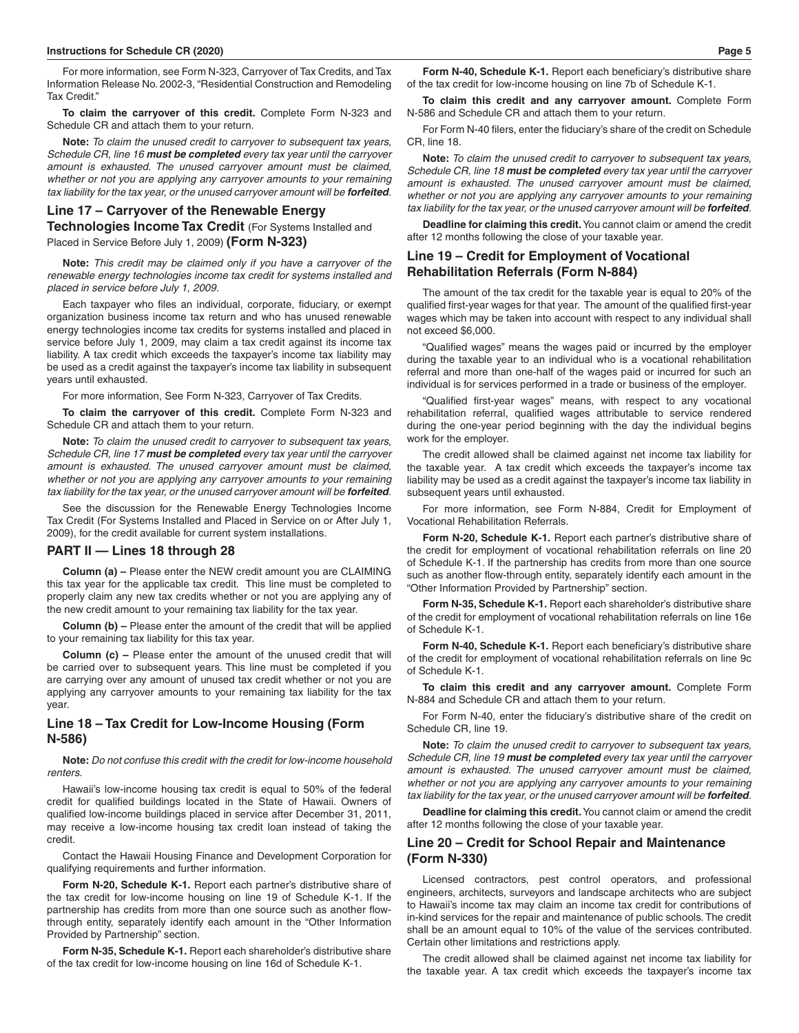For more information, see Form N-323, Carryover of Tax Credits, and Tax Information Release No. 2002-3, "Residential Construction and Remodeling Tax Credit."

**To claim the carryover of this credit.** Complete Form N-323 and Schedule CR and attach them to your return.

**Note:** *To claim the unused credit to carryover to subsequent tax years, Schedule CR, line 16 **must be completed** every tax year until the carryover amount is exhausted. The unused carryover amount must be claimed, whether or not you are applying any carryover amounts to your remaining tax liability for the tax year, or the unused carryover amount will be **forfeited**.*

### Line 17 – Carryover of the Renewable Energy Technologies Income Tax Credit (For Systems Installed and Placed in Service Before July 1, 2009) (Form N-323)

**Note:** *This credit may be claimed only if you have a carryover of the renewable energy technologies income tax credit for systems installed and placed in service before July 1, 2009.*

Each taxpayer who files an individual, corporate, fiduciary, or exempt organization business income tax return and who has unused renewable energy technologies income tax credits for systems installed and placed in service before July 1, 2009, may claim a tax credit against its income tax liability. A tax credit which exceeds the taxpayer's income tax liability may be used as a credit against the taxpayer's income tax liability in subsequent years until exhausted.

For more information, See Form N-323, Carryover of Tax Credits.

**To claim the carryover of this credit.** Complete Form N-323 and Schedule CR and attach them to your return.

**Note:** *To claim the unused credit to carryover to subsequent tax years, Schedule CR, line 17 **must be completed** every tax year until the carryover amount is exhausted. The unused carryover amount must be claimed, whether or not you are applying any carryover amounts to your remaining tax liability for the tax year, or the unused carryover amount will be **forfeited**.*

See the discussion for the Renewable Energy Technologies Income Tax Credit (For Systems Installed and Placed in Service on or After July 1, 2009), for the credit available for current system installations.

## PART II — Lines 18 through 28

**Column (a) –** Please enter the NEW credit amount you are CLAIMING this tax year for the applicable tax credit. This line must be completed to properly claim any new tax credits whether or not you are applying any of the new credit amount to your remaining tax liability for the tax year.

**Column (b) –** Please enter the amount of the credit that will be applied to your remaining tax liability for this tax year.

**Column (c) –** Please enter the amount of the unused credit that will be carried over to subsequent years. This line must be completed if you are carrying over any amount of unused tax credit whether or not you are applying any carryover amounts to your remaining tax liability for the tax year.

### Line 18 – Tax Credit for Low-Income Housing (Form N-586)

**Note:** *Do not confuse this credit with the credit for low-income household renters.*

Hawaii's low-income housing tax credit is equal to 50% of the federal credit for qualified buildings located in the State of Hawaii. Owners of qualified low-income buildings placed in service after December 31, 2011, may receive a low-income housing tax credit loan instead of taking the credit.

Contact the Hawaii Housing Finance and Development Corporation for qualifying requirements and further information.

**Form N-20, Schedule K-1.** Report each partner's distributive share of the tax credit for low-income housing on line 19 of Schedule K-1. If the partnership has credits from more than one source such as another flow-through entity, separately identify each amount in the "Other Information Provided by Partnership" section.

**Form N-35, Schedule K-1.** Report each shareholder's distributive share of the tax credit for low-income housing on line 16d of Schedule K-1.

**Form N-40, Schedule K-1.** Report each beneficiary's distributive share of the tax credit for low-income housing on line 7b of Schedule K-1.

**To claim this credit and any carryover amount.** Complete Form N-586 and Schedule CR and attach them to your return.

For Form N-40 filers, enter the fiduciary's share of the credit on Schedule CR, line 18.

**Note:** *To claim the unused credit to carryover to subsequent tax years, Schedule CR, line 18 **must be completed** every tax year until the carryover amount is exhausted. The unused carryover amount must be claimed, whether or not you are applying any carryover amounts to your remaining tax liability for the tax year, or the unused carryover amount will be **forfeited**.*

**Deadline for claiming this credit.** You cannot claim or amend the credit after 12 months following the close of your taxable year.

### Line 19 – Credit for Employment of Vocational Rehabilitation Referrals (Form N-884)

The amount of the tax credit for the taxable year is equal to 20% of the qualified first-year wages for that year. The amount of the qualified first-year wages which may be taken into account with respect to any individual shall not exceed $6,000.

"Qualified wages" means the wages paid or incurred by the employer during the taxable year to an individual who is a vocational rehabilitation referral and more than one-half of the wages paid or incurred for such an individual is for services performed in a trade or business of the employer.

"Qualified first-year wages" means, with respect to any vocational rehabilitation referral, qualified wages attributable to service rendered during the one-year period beginning with the day the individual begins work for the employer.

The credit allowed shall be claimed against net income tax liability for the taxable year. A tax credit which exceeds the taxpayer's income tax liability may be used as a credit against the taxpayer's income tax liability in subsequent years until exhausted.

For more information, see Form N-884, Credit for Employment of Vocational Rehabilitation Referrals.

**Form N-20, Schedule K-1.** Report each partner's distributive share of the credit for employment of vocational rehabilitation referrals on line 20 of Schedule K-1. If the partnership has credits from more than one source such as another flow-through entity, separately identify each amount in the "Other Information Provided by Partnership" section.

**Form N-35, Schedule K-1.** Report each shareholder's distributive share of the credit for employment of vocational rehabilitation referrals on line 16e of Schedule K-1.

**Form N-40, Schedule K-1.** Report each beneficiary's distributive share of the credit for employment of vocational rehabilitation referrals on line 9c of Schedule K-1.

**To claim this credit and any carryover amount.** Complete Form N-884 and Schedule CR and attach them to your return.

For Form N-40, enter the fiduciary's distributive share of the credit on Schedule CR, line 19.

**Note:** *To claim the unused credit to carryover to subsequent tax years, Schedule CR, line 19 **must be completed** every tax year until the carryover amount is exhausted. The unused carryover amount must be claimed, whether or not you are applying any carryover amounts to your remaining tax liability for the tax year, or the unused carryover amount will be **forfeited**.*

**Deadline for claiming this credit.** You cannot claim or amend the credit after 12 months following the close of your taxable year.

### Line 20 – Credit for School Repair and Maintenance (Form N-330)

Licensed contractors, pest control operators, and professional engineers, architects, surveyors and landscape architects who are subject to Hawaii's income tax may claim an income tax credit for contributions of in-kind services for the repair and maintenance of public schools. The credit shall be an amount equal to 10% of the value of the services contributed. Certain other limitations and restrictions apply.

The credit allowed shall be claimed against net income tax liability for the taxable year. A tax credit which exceeds the taxpayer's income tax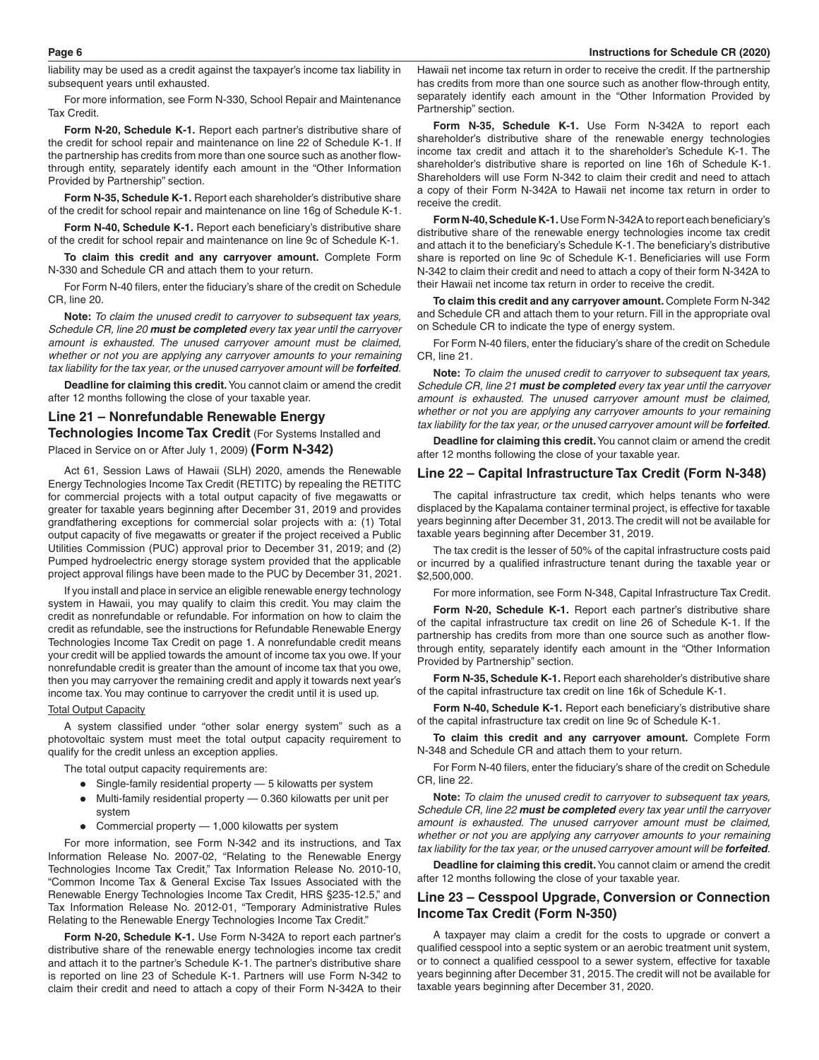liability may be used as a credit against the taxpayer's income tax liability in subsequent years until exhausted.

For more information, see Form N-330, School Repair and Maintenance Tax Credit.

**Form N-20, Schedule K-1.** Report each partner's distributive share of the credit for school repair and maintenance on line 22 of Schedule K-1. If the partnership has credits from more than one source such as another flow-through entity, separately identify each amount in the "Other Information Provided by Partnership" section.

**Form N-35, Schedule K-1.** Report each shareholder's distributive share of the credit for school repair and maintenance on line 16g of Schedule K-1.

**Form N-40, Schedule K-1.** Report each beneficiary's distributive share of the credit for school repair and maintenance on line 9c of Schedule K-1.

**To claim this credit and any carryover amount.** Complete Form N-330 and Schedule CR and attach them to your return.

For Form N-40 filers, enter the fiduciary's share of the credit on Schedule CR, line 20.

**Note:** *To claim the unused credit to carryover to subsequent tax years, Schedule CR, line 20* ***must be completed*** *every tax year until the carryover amount is exhausted. The unused carryover amount must be claimed, whether or not you are applying any carryover amounts to your remaining tax liability for the tax year, or the unused carryover amount will be* ***forfeited****.*

**Deadline for claiming this credit.** You cannot claim or amend the credit after 12 months following the close of your taxable year.

## Line 21 – Nonrefundable Renewable Energy Technologies Income Tax Credit (For Systems Installed and Placed in Service on or After July 1, 2009) (Form N-342)

Act 61, Session Laws of Hawaii (SLH) 2020, amends the Renewable Energy Technologies Income Tax Credit (RETITC) by repealing the RETITC for commercial projects with a total output capacity of five megawatts or greater for taxable years beginning after December 31, 2019 and provides grandfathering exceptions for commercial solar projects with a: (1) Total output capacity of five megawatts or greater if the project received a Public Utilities Commission (PUC) approval prior to December 31, 2019; and (2) Pumped hydroelectric energy storage system provided that the applicable project approval filings have been made to the PUC by December 31, 2021.

If you install and place in service an eligible renewable energy technology system in Hawaii, you may qualify to claim this credit. You may claim the credit as nonrefundable or refundable. For information on how to claim the credit as refundable, see the instructions for Refundable Renewable Energy Technologies Income Tax Credit on page 1. A nonrefundable credit means your credit will be applied towards the amount of income tax you owe. If your nonrefundable credit is greater than the amount of income tax that you owe, then you may carryover the remaining credit and apply it towards next year's income tax. You may continue to carryover the credit until it is used up.

Total Output Capacity

A system classified under "other solar energy system" such as a photovoltaic system must meet the total output capacity requirement to qualify for the credit unless an exception applies.

The total output capacity requirements are:

- Single-family residential property — 5 kilowatts per system
- Multi-family residential property — 0.360 kilowatts per unit per system
- Commercial property — 1,000 kilowatts per system

For more information, see Form N-342 and its instructions, and Tax Information Release No. 2007-02, "Relating to the Renewable Energy Technologies Income Tax Credit," Tax Information Release No. 2010-10, "Common Income Tax & General Excise Tax Issues Associated with the Renewable Energy Technologies Income Tax Credit, HRS §235-12.5," and Tax Information Release No. 2012-01, "Temporary Administrative Rules Relating to the Renewable Energy Technologies Income Tax Credit."

**Form N-20, Schedule K-1.** Use Form N-342A to report each partner's distributive share of the renewable energy technologies income tax credit and attach it to the partner's Schedule K-1. The partner's distributive share is reported on line 23 of Schedule K-1. Partners will use Form N-342 to claim their credit and need to attach a copy of their Form N-342A to their Hawaii net income tax return in order to receive the credit. If the partnership has credits from more than one source such as another flow-through entity, separately identify each amount in the "Other Information Provided by Partnership" section.

**Form N-35, Schedule K-1.** Use Form N-342A to report each shareholder's distributive share of the renewable energy technologies income tax credit and attach it to the shareholder's Schedule K-1. The shareholder's distributive share is reported on line 16h of Schedule K-1. Shareholders will use Form N-342 to claim their credit and need to attach a copy of their Form N-342A to Hawaii net income tax return in order to receive the credit.

**Form N-40, Schedule K-1.** Use Form N-342A to report each beneficiary's distributive share of the renewable energy technologies income tax credit and attach it to the beneficiary's Schedule K-1. The beneficiary's distributive share is reported on line 9c of Schedule K-1. Beneficiaries will use Form N-342 to claim their credit and need to attach a copy of their form N-342A to their Hawaii net income tax return in order to receive the credit.

**To claim this credit and any carryover amount.** Complete Form N-342 and Schedule CR and attach them to your return. Fill in the appropriate oval on Schedule CR to indicate the type of energy system.

For Form N-40 filers, enter the fiduciary's share of the credit on Schedule CR, line 21.

**Note:** *To claim the unused credit to carryover to subsequent tax years, Schedule CR, line 21* ***must be completed*** *every tax year until the carryover amount is exhausted. The unused carryover amount must be claimed, whether or not you are applying any carryover amounts to your remaining tax liability for the tax year, or the unused carryover amount will be* ***forfeited****.*

**Deadline for claiming this credit.** You cannot claim or amend the credit after 12 months following the close of your taxable year.

## Line 22 – Capital Infrastructure Tax Credit (Form N-348)

The capital infrastructure tax credit, which helps tenants who were displaced by the Kapalama container terminal project, is effective for taxable years beginning after December 31, 2013. The credit will not be available for taxable years beginning after December 31, 2019.

The tax credit is the lesser of 50% of the capital infrastructure costs paid or incurred by a qualified infrastructure tenant during the taxable year or $2,500,000.

For more information, see Form N-348, Capital Infrastructure Tax Credit.

**Form N-20, Schedule K-1.** Report each partner's distributive share of the capital infrastructure tax credit on line 26 of Schedule K-1. If the partnership has credits from more than one source such as another flow-through entity, separately identify each amount in the "Other Information Provided by Partnership" section.

**Form N-35, Schedule K-1.** Report each shareholder's distributive share of the capital infrastructure tax credit on line 16k of Schedule K-1.

**Form N-40, Schedule K-1.** Report each beneficiary's distributive share of the capital infrastructure tax credit on line 9c of Schedule K-1.

**To claim this credit and any carryover amount.** Complete Form N-348 and Schedule CR and attach them to your return.

For Form N-40 filers, enter the fiduciary's share of the credit on Schedule CR, line 22.

**Note:** *To claim the unused credit to carryover to subsequent tax years, Schedule CR, line 22* ***must be completed*** *every tax year until the carryover amount is exhausted. The unused carryover amount must be claimed, whether or not you are applying any carryover amounts to your remaining tax liability for the tax year, or the unused carryover amount will be* ***forfeited****.*

**Deadline for claiming this credit.** You cannot claim or amend the credit after 12 months following the close of your taxable year.

## Line 23 – Cesspool Upgrade, Conversion or Connection Income Tax Credit (Form N-350)

A taxpayer may claim a credit for the costs to upgrade or convert a qualified cesspool into a septic system or an aerobic treatment unit system, or to connect a qualified cesspool to a sewer system, effective for taxable years beginning after December 31, 2015. The credit will not be available for taxable years beginning after December 31, 2020.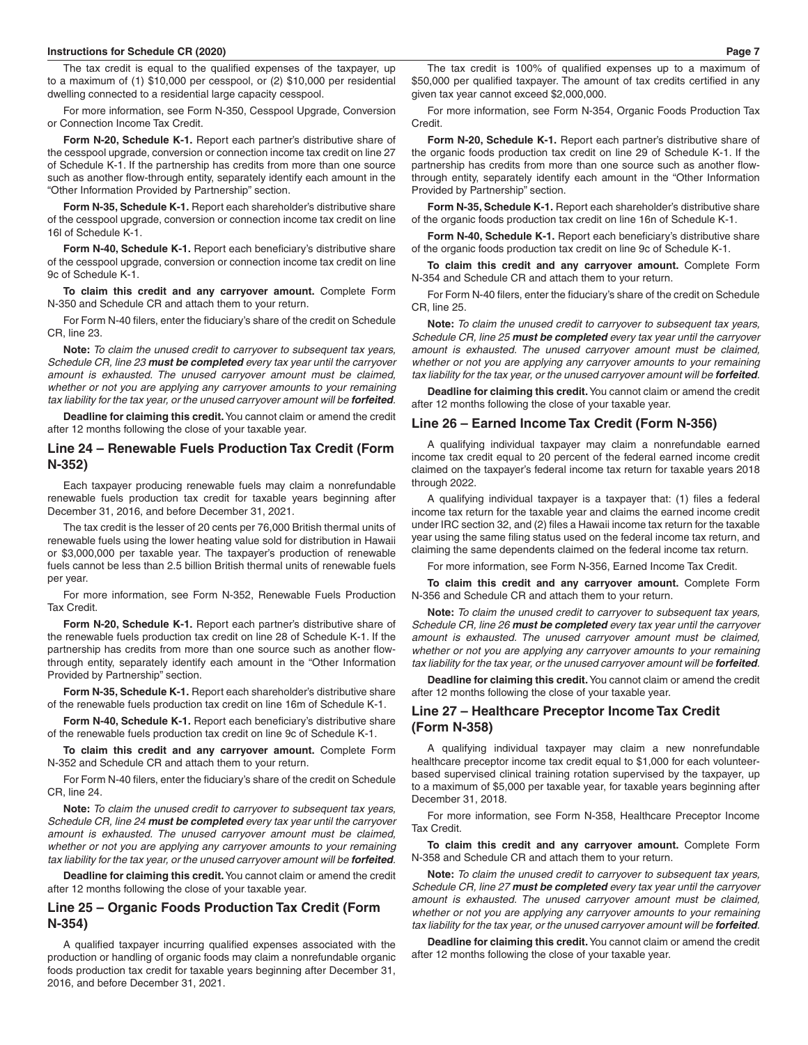The tax credit is equal to the qualified expenses of the taxpayer, up to a maximum of (1) $10,000 per cesspool, or (2) $10,000 per residential dwelling connected to a residential large capacity cesspool.

For more information, see Form N-350, Cesspool Upgrade, Conversion or Connection Income Tax Credit.

**Form N-20, Schedule K-1.** Report each partner's distributive share of the cesspool upgrade, conversion or connection income tax credit on line 27 of Schedule K-1. If the partnership has credits from more than one source such as another flow-through entity, separately identify each amount in the "Other Information Provided by Partnership" section.

**Form N-35, Schedule K-1.** Report each shareholder's distributive share of the cesspool upgrade, conversion or connection income tax credit on line 16l of Schedule K-1.

**Form N-40, Schedule K-1.** Report each beneficiary's distributive share of the cesspool upgrade, conversion or connection income tax credit on line 9c of Schedule K-1.

**To claim this credit and any carryover amount.** Complete Form N-350 and Schedule CR and attach them to your return.

For Form N-40 filers, enter the fiduciary's share of the credit on Schedule CR, line 23.

**Note:** *To claim the unused credit to carryover to subsequent tax years, Schedule CR, line 23* ***must be completed*** *every tax year until the carryover amount is exhausted. The unused carryover amount must be claimed, whether or not you are applying any carryover amounts to your remaining tax liability for the tax year, or the unused carryover amount will be* ***forfeited****.*

**Deadline for claiming this credit.** You cannot claim or amend the credit after 12 months following the close of your taxable year.

## Line 24 – Renewable Fuels Production Tax Credit (Form N-352)

Each taxpayer producing renewable fuels may claim a nonrefundable renewable fuels production tax credit for taxable years beginning after December 31, 2016, and before December 31, 2021.

The tax credit is the lesser of 20 cents per 76,000 British thermal units of renewable fuels using the lower heating value sold for distribution in Hawaii or $3,000,000 per taxable year. The taxpayer's production of renewable fuels cannot be less than 2.5 billion British thermal units of renewable fuels per year.

For more information, see Form N-352, Renewable Fuels Production Tax Credit.

**Form N-20, Schedule K-1.** Report each partner's distributive share of the renewable fuels production tax credit on line 28 of Schedule K-1. If the partnership has credits from more than one source such as another flow-through entity, separately identify each amount in the "Other Information Provided by Partnership" section.

**Form N-35, Schedule K-1.** Report each shareholder's distributive share of the renewable fuels production tax credit on line 16m of Schedule K-1.

**Form N-40, Schedule K-1.** Report each beneficiary's distributive share of the renewable fuels production tax credit on line 9c of Schedule K-1.

**To claim this credit and any carryover amount.** Complete Form N-352 and Schedule CR and attach them to your return.

For Form N-40 filers, enter the fiduciary's share of the credit on Schedule CR, line 24.

**Note:** *To claim the unused credit to carryover to subsequent tax years, Schedule CR, line 24* ***must be completed*** *every tax year until the carryover amount is exhausted. The unused carryover amount must be claimed, whether or not you are applying any carryover amounts to your remaining tax liability for the tax year, or the unused carryover amount will be* ***forfeited****.*

**Deadline for claiming this credit.** You cannot claim or amend the credit after 12 months following the close of your taxable year.

## Line 25 – Organic Foods Production Tax Credit (Form N-354)

A qualified taxpayer incurring qualified expenses associated with the production or handling of organic foods may claim a nonrefundable organic foods production tax credit for taxable years beginning after December 31, 2016, and before December 31, 2021.

The tax credit is 100% of qualified expenses up to a maximum of $50,000 per qualified taxpayer. The amount of tax credits certified in any given tax year cannot exceed $2,000,000.

For more information, see Form N-354, Organic Foods Production Tax Credit.

**Form N-20, Schedule K-1.** Report each partner's distributive share of the organic foods production tax credit on line 29 of Schedule K-1. If the partnership has credits from more than one source such as another flow-through entity, separately identify each amount in the "Other Information Provided by Partnership" section.

**Form N-35, Schedule K-1.** Report each shareholder's distributive share of the organic foods production tax credit on line 16n of Schedule K-1.

**Form N-40, Schedule K-1.** Report each beneficiary's distributive share of the organic foods production tax credit on line 9c of Schedule K-1.

**To claim this credit and any carryover amount.** Complete Form N-354 and Schedule CR and attach them to your return.

For Form N-40 filers, enter the fiduciary's share of the credit on Schedule CR, line 25.

**Note:** *To claim the unused credit to carryover to subsequent tax years, Schedule CR, line 25* ***must be completed*** *every tax year until the carryover amount is exhausted. The unused carryover amount must be claimed, whether or not you are applying any carryover amounts to your remaining tax liability for the tax year, or the unused carryover amount will be* ***forfeited****.*

**Deadline for claiming this credit.** You cannot claim or amend the credit after 12 months following the close of your taxable year.

## Line 26 – Earned Income Tax Credit (Form N-356)

A qualifying individual taxpayer may claim a nonrefundable earned income tax credit equal to 20 percent of the federal earned income credit claimed on the taxpayer's federal income tax return for taxable years 2018 through 2022.

A qualifying individual taxpayer is a taxpayer that: (1) files a federal income tax return for the taxable year and claims the earned income credit under IRC section 32, and (2) files a Hawaii income tax return for the taxable year using the same filing status used on the federal income tax return, and claiming the same dependents claimed on the federal income tax return.

For more information, see Form N-356, Earned Income Tax Credit.

**To claim this credit and any carryover amount.** Complete Form N-356 and Schedule CR and attach them to your return.

**Note:** *To claim the unused credit to carryover to subsequent tax years, Schedule CR, line 26* ***must be completed*** *every tax year until the carryover amount is exhausted. The unused carryover amount must be claimed, whether or not you are applying any carryover amounts to your remaining tax liability for the tax year, or the unused carryover amount will be* ***forfeited****.*

**Deadline for claiming this credit.** You cannot claim or amend the credit after 12 months following the close of your taxable year.

## Line 27 – Healthcare Preceptor Income Tax Credit (Form N-358)

A qualifying individual taxpayer may claim a new nonrefundable healthcare preceptor income tax credit equal to $1,000 for each volunteer-based supervised clinical training rotation supervised by the taxpayer, up to a maximum of $5,000 per taxable year, for taxable years beginning after December 31, 2018.

For more information, see Form N-358, Healthcare Preceptor Income Tax Credit.

**To claim this credit and any carryover amount.** Complete Form N-358 and Schedule CR and attach them to your return.

**Note:** *To claim the unused credit to carryover to subsequent tax years, Schedule CR, line 27* ***must be completed*** *every tax year until the carryover amount is exhausted. The unused carryover amount must be claimed, whether or not you are applying any carryover amounts to your remaining tax liability for the tax year, or the unused carryover amount will be* ***forfeited****.*

**Deadline for claiming this credit.** You cannot claim or amend the credit after 12 months following the close of your taxable year.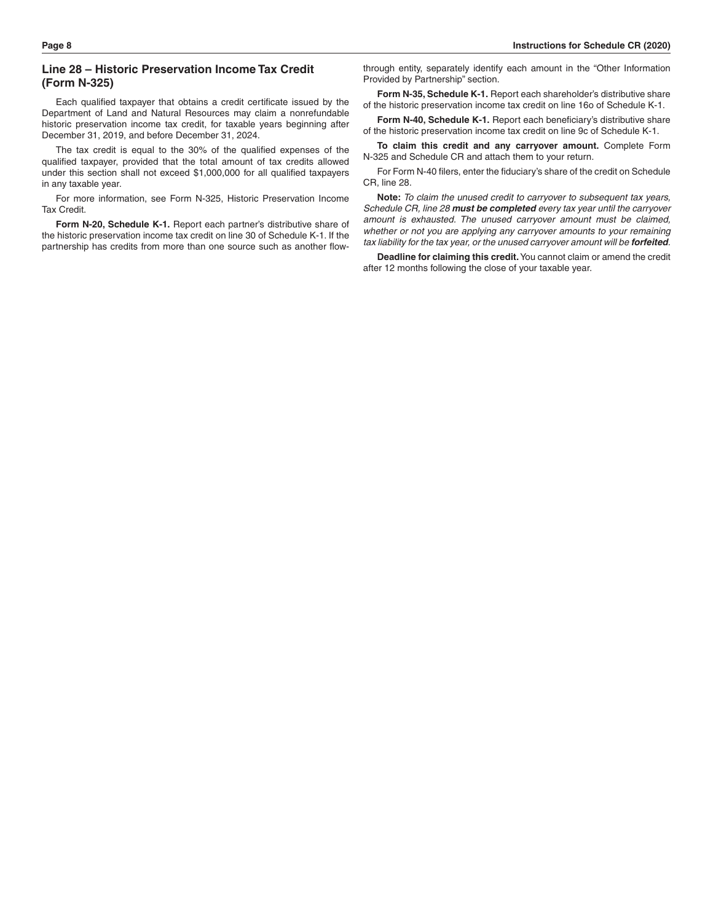## Line 28 – Historic Preservation Income Tax Credit (Form N-325)

Each qualified taxpayer that obtains a credit certificate issued by the Department of Land and Natural Resources may claim a nonrefundable historic preservation income tax credit, for taxable years beginning after December 31, 2019, and before December 31, 2024.

The tax credit is equal to the 30% of the qualified expenses of the qualified taxpayer, provided that the total amount of tax credits allowed under this section shall not exceed $1,000,000 for all qualified taxpayers in any taxable year.

For more information, see Form N-325, Historic Preservation Income Tax Credit.

**Form N-20, Schedule K-1.** Report each partner's distributive share of the historic preservation income tax credit on line 30 of Schedule K-1. If the partnership has credits from more than one source such as another flow-through entity, separately identify each amount in the "Other Information Provided by Partnership" section.

**Form N-35, Schedule K-1.** Report each shareholder's distributive share of the historic preservation income tax credit on line 16o of Schedule K-1.

**Form N-40, Schedule K-1.** Report each beneficiary's distributive share of the historic preservation income tax credit on line 9c of Schedule K-1.

**To claim this credit and any carryover amount.** Complete Form N-325 and Schedule CR and attach them to your return.

For Form N-40 filers, enter the fiduciary's share of the credit on Schedule CR, line 28.

**Note:** *To claim the unused credit to carryover to subsequent tax years, Schedule CR, line 28* ***must be completed*** *every tax year until the carryover amount is exhausted. The unused carryover amount must be claimed, whether or not you are applying any carryover amounts to your remaining tax liability for the tax year, or the unused carryover amount will be* ***forfeited****.*

**Deadline for claiming this credit.** You cannot claim or amend the credit after 12 months following the close of your taxable year.